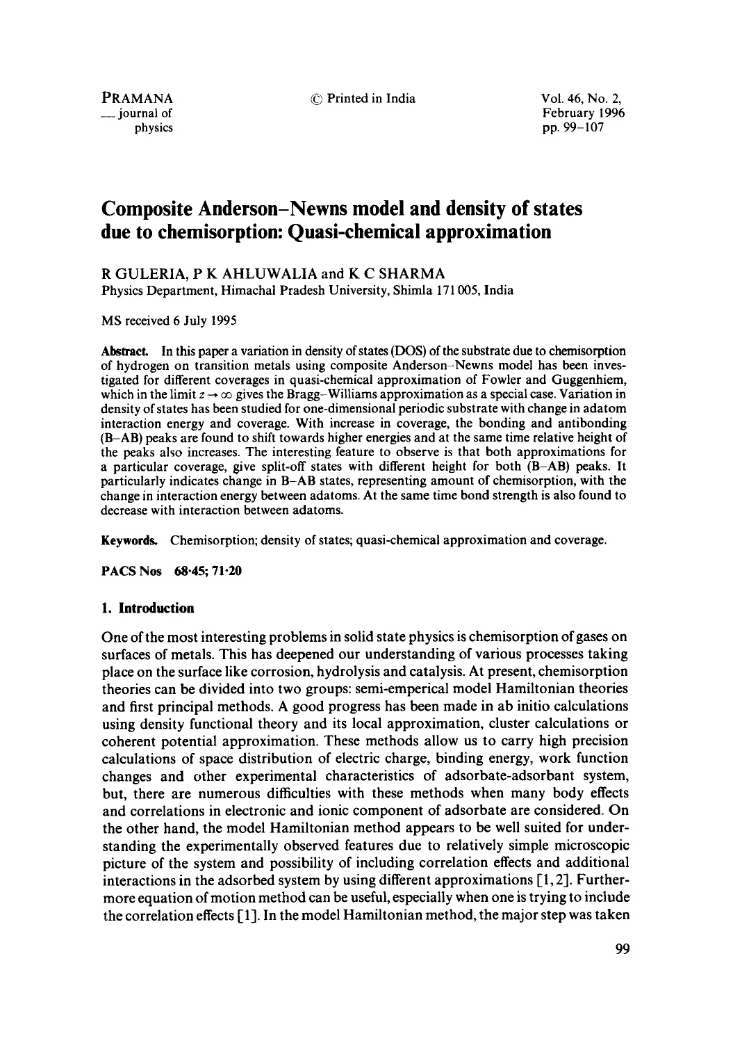# Composite Anderson–Newns model and density of states due to chemisorption: Quasi-chemical approximation

R GULERIA, P K AHLUWALIA and K C SHARMA

Physics Department, Himachal Pradesh University, Shimla 171 005, India

MS received 6 July 1995

**Abstract.** In this paper a variation in density of states (DOS) of the substrate due to chemisorption of hydrogen on transition metals using composite Anderson–Newns model has been investigated for different coverages in quasi-chemical approximation of Fowler and Guggenhiem, which in the limit $z \to \infty$ gives the Bragg–Williams approximation as a special case. Variation in density of states has been studied for one-dimensional periodic substrate with change in adatom interaction energy and coverage. With increase in coverage, the bonding and antibonding (B–AB) peaks are found to shift towards higher energies and at the same time relative height of the peaks also increases. The interesting feature to observe is that both approximations for a particular coverage, give split-off states with different height for both (B–AB) peaks. It particularly indicates change in B–AB states, representing amount of chemisorption, with the change in interaction energy between adatoms. At the same time bond strength is also found to decrease with interaction between adatoms.

**Keywords.** Chemisorption; density of states; quasi-chemical approximation and coverage.

**PACS Nos** 68·45; 71·20

## 1. Introduction

One of the most interesting problems in solid state physics is chemisorption of gases on surfaces of metals. This has deepened our understanding of various processes taking place on the surface like corrosion, hydrolysis and catalysis. At present, chemisorption theories can be divided into two groups: semi-emperical model Hamiltonian theories and first principal methods. A good progress has been made in ab initio calculations using density functional theory and its local approximation, cluster calculations or coherent potential approximation. These methods allow us to carry high precision calculations of space distribution of electric charge, binding energy, work function changes and other experimental characteristics of adsorbate-adsorbant system, but, there are numerous difficulties with these methods when many body effects and correlations in electronic and ionic component of adsorbate are considered. On the other hand, the model Hamiltonian method appears to be well suited for understanding the experimentally observed features due to relatively simple microscopic picture of the system and possibility of including correlation effects and additional interactions in the adsorbed system by using different approximations [1, 2]. Furthermore equation of motion method can be useful, especially when one is trying to include the correlation effects [1]. In the model Hamiltonian method, the major step was taken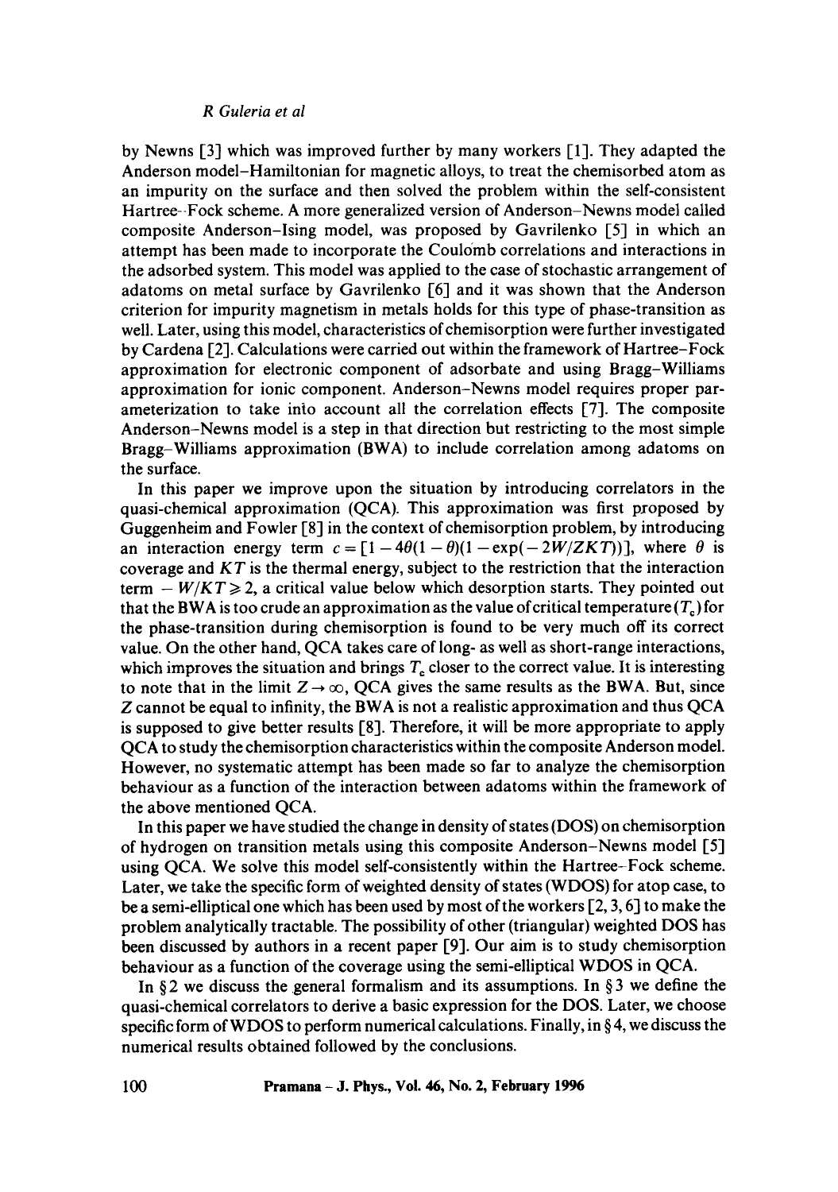by Newns [3] which was improved further by many workers [1]. They adapted the Anderson model-Hamiltonian for magnetic alloys, to treat the chemisorbed atom as an impurity on the surface and then solved the problem within the self-consistent Hartree–Fock scheme. A more generalized version of Anderson–Newns model called composite Anderson–Ising model, was proposed by Gavrilenko [5] in which an attempt has been made to incorporate the Coulomb correlations and interactions in the adsorbed system. This model was applied to the case of stochastic arrangement of adatoms on metal surface by Gavrilenko [6] and it was shown that the Anderson criterion for impurity magnetism in metals holds for this type of phase-transition as well. Later, using this model, characteristics of chemisorption were further investigated by Cardena [2]. Calculations were carried out within the framework of Hartree–Fock approximation for electronic component of adsorbate and using Bragg–Williams approximation for ionic component. Anderson–Newns model requires proper parameterization to take into account all the correlation effects [7]. The composite Anderson–Newns model is a step in that direction but restricting to the most simple Bragg–Williams approximation (BWA) to include correlation among adatoms on the surface.

In this paper we improve upon the situation by introducing correlators in the quasi-chemical approximation (QCA). This approximation was first proposed by Guggenheim and Fowler [8] in the context of chemisorption problem, by introducing an interaction energy term $c = [1 - 4\theta(1-\theta)(1 - \exp(-2W/ZKT))]$, where $\theta$ is coverage and $KT$ is the thermal energy, subject to the restriction that the interaction term $-W/KT \geqslant 2$, a critical value below which desorption starts. They pointed out that the BWA is too crude an approximation as the value of critical temperature ($T_c$) for the phase-transition during chemisorption is found to be very much off its correct value. On the other hand, QCA takes care of long- as well as short-range interactions, which improves the situation and brings $T_c$ closer to the correct value. It is interesting to note that in the limit $Z \to \infty$, QCA gives the same results as the BWA. But, since $Z$ cannot be equal to infinity, the BWA is not a realistic approximation and thus QCA is supposed to give better results [8]. Therefore, it will be more appropriate to apply QCA to study the chemisorption characteristics within the composite Anderson model. However, no systematic attempt has been made so far to analyze the chemisorption behaviour as a function of the interaction between adatoms within the framework of the above mentioned QCA.

In this paper we have studied the change in density of states (DOS) on chemisorption of hydrogen on transition metals using this composite Anderson–Newns model [5] using QCA. We solve this model self-consistently within the Hartree–Fock scheme. Later, we take the specific form of weighted density of states (WDOS) for atop case, to be a semi-elliptical one which has been used by most of the workers [2, 3, 6] to make the problem analytically tractable. The possibility of other (triangular) weighted DOS has been discussed by authors in a recent paper [9]. Our aim is to study chemisorption behaviour as a function of the coverage using the semi-elliptical WDOS in QCA.

In §2 we discuss the general formalism and its assumptions. In §3 we define the quasi-chemical correlators to derive a basic expression for the DOS. Later, we choose specific form of WDOS to perform numerical calculations. Finally, in §4, we discuss the numerical results obtained followed by the conclusions.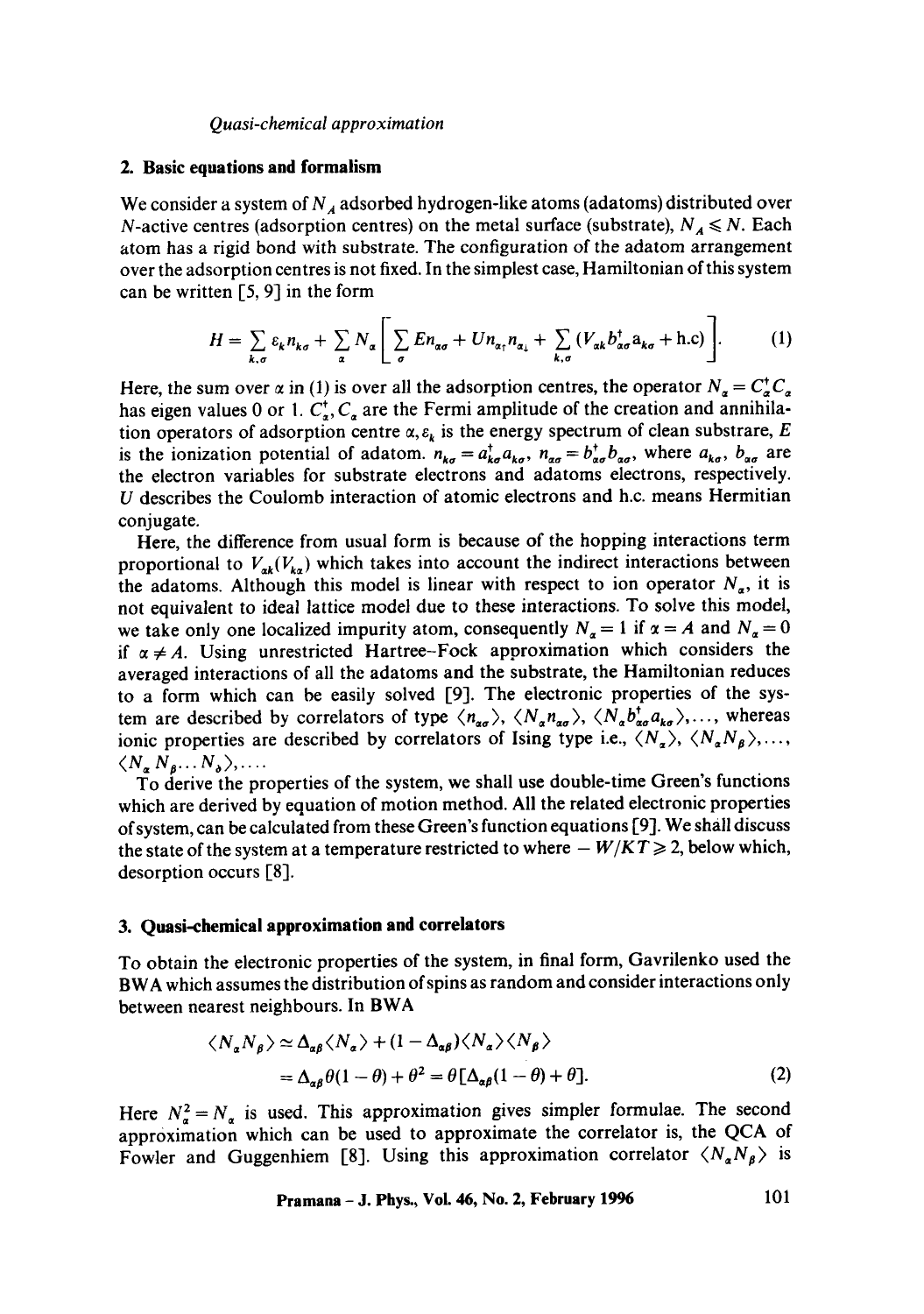## 2. Basic equations and formalism

We consider a system of $N_A$ adsorbed hydrogen-like atoms (adatoms) distributed over $N$-active centres (adsorption centres) on the metal surface (substrate), $N_A \leqslant N$. Each atom has a rigid bond with substrate. The configuration of the adatom arrangement over the adsorption centres is not fixed. In the simplest case, Hamiltonian of this system can be written [5, 9] in the form

$$H = \sum_{k,\sigma} \varepsilon_k n_{k\sigma} + \sum_{\alpha} N_\alpha \left[ \sum_{\sigma} E n_{\alpha\sigma} + U n_{\alpha\uparrow} n_{\alpha\downarrow} + \sum_{k,\sigma} (V_{\alpha k} b^{\dagger}_{\alpha\sigma} a_{k\sigma} + \text{h.c}) \right]. \tag{1}$$

Here, the sum over $\alpha$ in (1) is over all the adsorption centres, the operator $N_\alpha = C^{\dagger}_\alpha C_\alpha$ has eigen values 0 or 1. $C^{\dagger}_\alpha, C_\alpha$ are the Fermi amplitude of the creation and annihilation operators of adsorption centre $\alpha, \varepsilon_k$ is the energy spectrum of clean substrare, $E$ is the ionization potential of adatom. $n_{k\sigma} = a^{\dagger}_{k\sigma} a_{k\sigma}$, $n_{\alpha\sigma} = b^{\dagger}_{\alpha\sigma} b_{\alpha\sigma}$, where $a_{k\sigma}$, $b_{\alpha\sigma}$ are the electron variables for substrate electrons and adatoms electrons, respectively. $U$ describes the Coulomb interaction of atomic electrons and h.c. means Hermitian conjugate.

Here, the difference from usual form is because of the hopping interactions term proportional to $V_{\alpha k}(V_{k\alpha})$ which takes into account the indirect interactions between the adatoms. Although this model is linear with respect to ion operator $N_\alpha$, it is not equivalent to ideal lattice model due to these interactions. To solve this model, we take only one localized impurity atom, consequently $N_\alpha = 1$ if $\alpha = A$ and $N_\alpha = 0$ if $\alpha \neq A$. Using unrestricted Hartree–Fock approximation which considers the averaged interactions of all the adatoms and the substrate, the Hamiltonian reduces to a form which can be easily solved [9]. The electronic properties of the system are described by correlators of type $\langle n_{\alpha\sigma} \rangle$, $\langle N_\alpha n_{\alpha\sigma} \rangle$, $\langle N_\alpha b^{\dagger}_{\alpha\sigma} a_{k\sigma} \rangle, \ldots$, whereas ionic properties are described by correlators of Ising type i.e., $\langle N_\alpha \rangle$, $\langle N_\alpha N_\beta \rangle, \ldots,$ $\langle N_\alpha N_\beta \ldots N_\delta \rangle, \ldots$.

To derive the properties of the system, we shall use double-time Green's functions which are derived by equation of motion method. All the related electronic properties of system, can be calculated from these Green's function equations [9]. We shall discuss the state of the system at a temperature restricted to where $-W/KT \geqslant 2$, below which, desorption occurs [8].

## 3. Quasi-chemical approximation and correlators

To obtain the electronic properties of the system, in final form, Gavrilenko used the BWA which assumes the distribution of spins as random and consider interactions only between nearest neighbours. In BWA

$$\begin{aligned} \langle N_\alpha N_\beta \rangle &\simeq \Delta_{\alpha\beta} \langle N_\alpha \rangle + (1 - \Delta_{\alpha\beta}) \langle N_\alpha \rangle \langle N_\beta \rangle \\ &= \Delta_{\alpha\beta} \theta (1 - \theta) + \theta^2 = \theta [\Delta_{\alpha\beta} (1 - \theta) + \theta]. \end{aligned} \tag{2}$$

Here $N^2_\alpha = N_\alpha$ is used. This approximation gives simpler formulae. The second approximation which can be used to approximate the correlator is, the QCA of Fowler and Guggenhiem [8]. Using this approximation correlator $\langle N_\alpha N_\beta \rangle$ is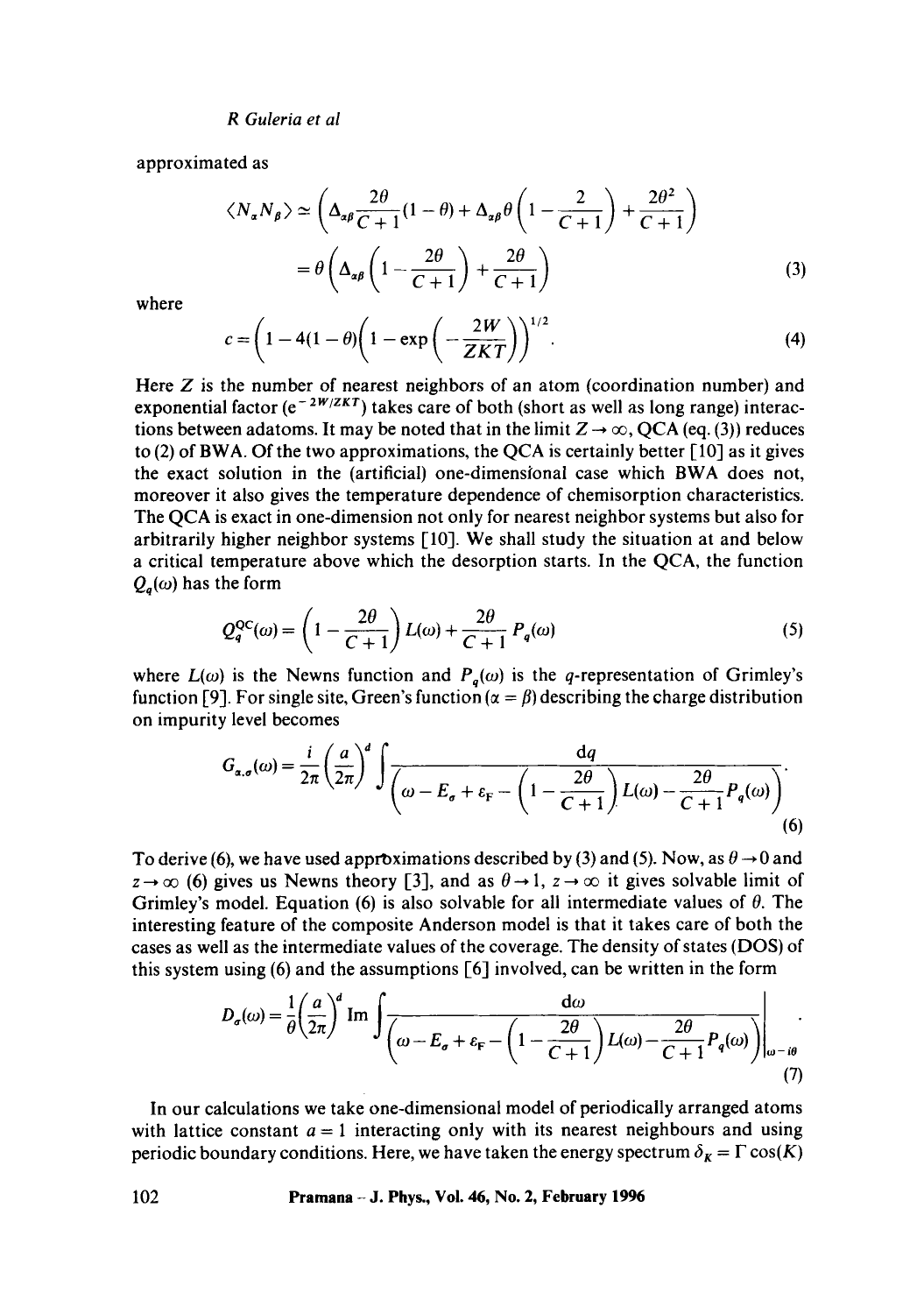approximated as

$$\langle N_\alpha N_\beta \rangle \simeq \left( \Delta_{\alpha\beta} \frac{2\theta}{C+1}(1-\theta) + \Delta_{\alpha\beta}\theta\left(1 - \frac{2}{C+1}\right) + \frac{2\theta^2}{C+1} \right)$$

$$= \theta\left( \Delta_{\alpha\beta}\left(1 - \frac{2\theta}{C+1}\right) + \frac{2\theta}{C+1} \right) \tag{3}$$

where

$$c = \left( 1 - 4(1-\theta)\left(1 - \exp\left(-\frac{2W}{ZKT}\right)\right)\right)^{1/2}. \tag{4}$$

Here $Z$ is the number of nearest neighbors of an atom (coordination number) and exponential factor ($e^{-2W/ZKT}$) takes care of both (short as well as long range) interactions between adatoms. It may be noted that in the limit $Z \to \infty$, QCA (eq. (3)) reduces to (2) of BWA. Of the two approximations, the QCA is certainly better [10] as it gives the exact solution in the (artificial) one-dimensional case which BWA does not, moreover it also gives the temperature dependence of chemisorption characteristics. The QCA is exact in one-dimension not only for nearest neighbor systems but also for arbitrarily higher neighbor systems [10]. We shall study the situation at and below a critical temperature above which the desorption starts. In the QCA, the function $Q_q(\omega)$ has the form

$$Q_q^{QC}(\omega) = \left(1 - \frac{2\theta}{C+1}\right) L(\omega) + \frac{2\theta}{C+1} P_q(\omega) \tag{5}$$

where $L(\omega)$ is the Newns function and $P_q(\omega)$ is the $q$-representation of Grimley's function [9]. For single site, Green's function ($\alpha = \beta$) describing the charge distribution on impurity level becomes

$$G_{\alpha,\sigma}(\omega) = \frac{i}{2\pi}\left(\frac{a}{2\pi}\right)^d \int \frac{\mathrm{d}q}{\left(\omega - E_\sigma + \varepsilon_F - \left(1 - \frac{2\theta}{C+1}\right) L(\omega) - \frac{2\theta}{C+1} P_q(\omega)\right)}. \tag{6}$$

To derive (6), we have used approximations described by (3) and (5). Now, as $\theta \to 0$ and $z \to \infty$ (6) gives us Newns theory [3], and as $\theta \to 1$, $z \to \infty$ it gives solvable limit of Grimley's model. Equation (6) is also solvable for all intermediate values of $\theta$. The interesting feature of the composite Anderson model is that it takes care of both the cases as well as the intermediate values of the coverage. The density of states (DOS) of this system using (6) and the assumptions [6] involved, can be written in the form

$$D_\sigma(\omega) = \frac{1}{\theta}\left(\frac{a}{2\pi}\right)^d \mathrm{Im} \int \frac{\mathrm{d}\omega}{\left(\omega - E_\sigma + \varepsilon_F - \left(1 - \frac{2\theta}{C+1}\right) L(\omega) - \frac{2\theta}{C+1} P_q(\omega)\right)}\Bigg|_{\omega - i\theta}. \tag{7}$$

In our calculations we take one-dimensional model of periodically arranged atoms with lattice constant $a = 1$ interacting only with its nearest neighbours and using periodic boundary conditions. Here, we have taken the energy spectrum $\delta_K = \Gamma \cos(K)$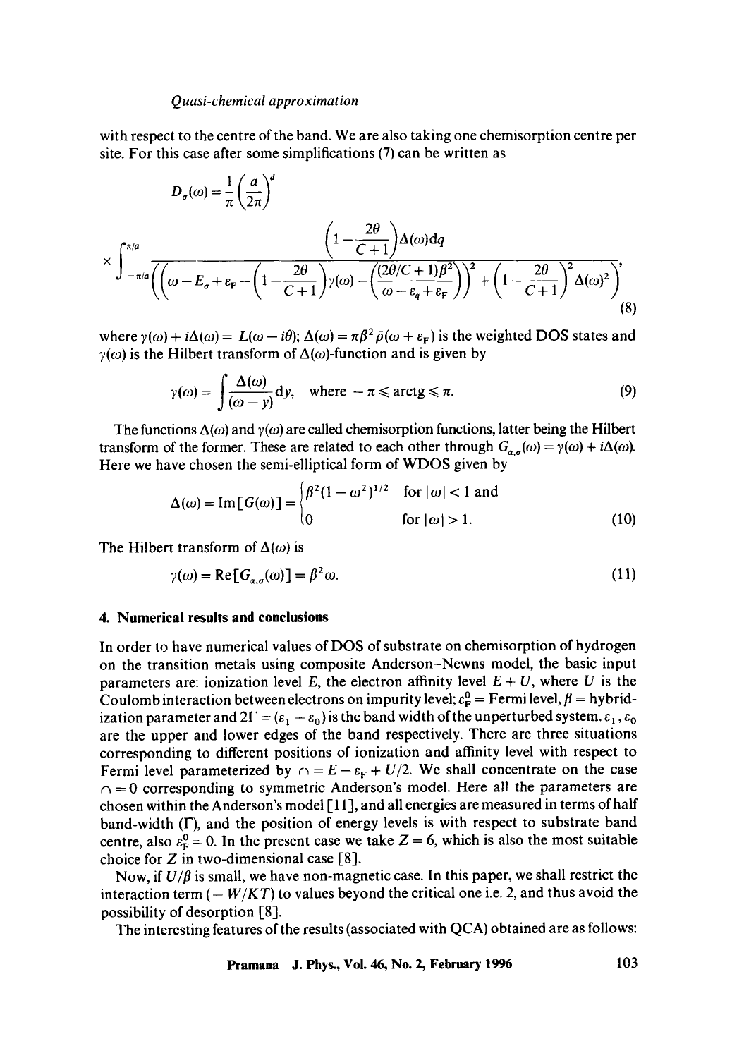with respect to the centre of the band. We are also taking one chemisorption centre per site. For this case after some simplifications (7) can be written as

$$D_\sigma(\omega) = \frac{1}{\pi}\left(\frac{a}{2\pi}\right)^d$$

$$\times \int_{-\pi/a}^{\pi/a} \frac{\left(1 - \frac{2\theta}{C+1}\right)\Delta(\omega)\mathrm{d}q}{\left(\left(\omega - E_\sigma + \varepsilon_F - \left(1 - \frac{2\theta}{C+1}\right)\gamma(\omega) - \left(\frac{(2\theta/C+1)\beta^2}{\omega - \varepsilon_q + \varepsilon_F}\right)\right)^2 + \left(1 - \frac{2\theta}{C+1}\right)^2 \Delta(\omega)^2\right)}, \tag{8}$$

where $\gamma(\omega) + i\Delta(\omega) = L(\omega - i\theta)$; $\Delta(\omega) = \pi\beta^2\bar{\rho}(\omega + \varepsilon_F)$ is the weighted DOS states and $\gamma(\omega)$ is the Hilbert transform of $\Delta(\omega)$-function and is given by

$$\gamma(\omega) = \int \frac{\Delta(\omega)}{(\omega - y)}\mathrm{d}y, \quad \text{where } -\pi \leqslant \mathrm{arctg} \leqslant \pi. \tag{9}$$

The functions $\Delta(\omega)$ and $\gamma(\omega)$ are called chemisorption functions, latter being the Hilbert transform of the former. These are related to each other through $G_{\alpha,\sigma}(\omega) = \gamma(\omega) + i\Delta(\omega)$. Here we have chosen the semi-elliptical form of WDOS given by

$$\Delta(\omega) = \mathrm{Im}[G(\omega)] = \begin{cases} \beta^2(1-\omega^2)^{1/2} & \text{for } |\omega| < 1 \text{ and} \\ 0 & \text{for } |\omega| > 1. \end{cases} \tag{10}$$

The Hilbert transform of $\Delta(\omega)$ is

$$\gamma(\omega) = \mathrm{Re}[G_{\alpha,\sigma}(\omega)] = \beta^2\omega. \tag{11}$$

## 4. Numerical results and conclusions

In order to have numerical values of DOS of substrate on chemisorption of hydrogen on the transition metals using composite Anderson–Newns model, the basic input parameters are: ionization level $E$, the electron affinity level $E + U$, where $U$ is the Coulomb interaction between electrons on impurity level; $\varepsilon_F^0$ = Fermi level, $\beta$ = hybridization parameter and $2\Gamma = (\varepsilon_1 - \varepsilon_0)$ is the band width of the unperturbed system. $\varepsilon_1, \varepsilon_0$ are the upper and lower edges of the band respectively. There are three situations corresponding to different positions of ionization and affinity level with respect to Fermi level parameterized by $\cap = E - \varepsilon_F + U/2$. We shall concentrate on the case $\cap = 0$ corresponding to symmetric Anderson's model. Here all the parameters are chosen within the Anderson's model [11], and all energies are measured in terms of half band-width ($\Gamma$), and the position of energy levels is with respect to substrate band centre, also $\varepsilon_F^0 = 0$. In the present case we take $Z = 6$, which is also the most suitable choice for $Z$ in two-dimensional case [8].

Now, if $U/\beta$ is small, we have non-magnetic case. In this paper, we shall restrict the interaction term ($-W/KT$) to values beyond the critical one i.e. 2, and thus avoid the possibility of desorption [8].

The interesting features of the results (associated with QCA) obtained are as follows: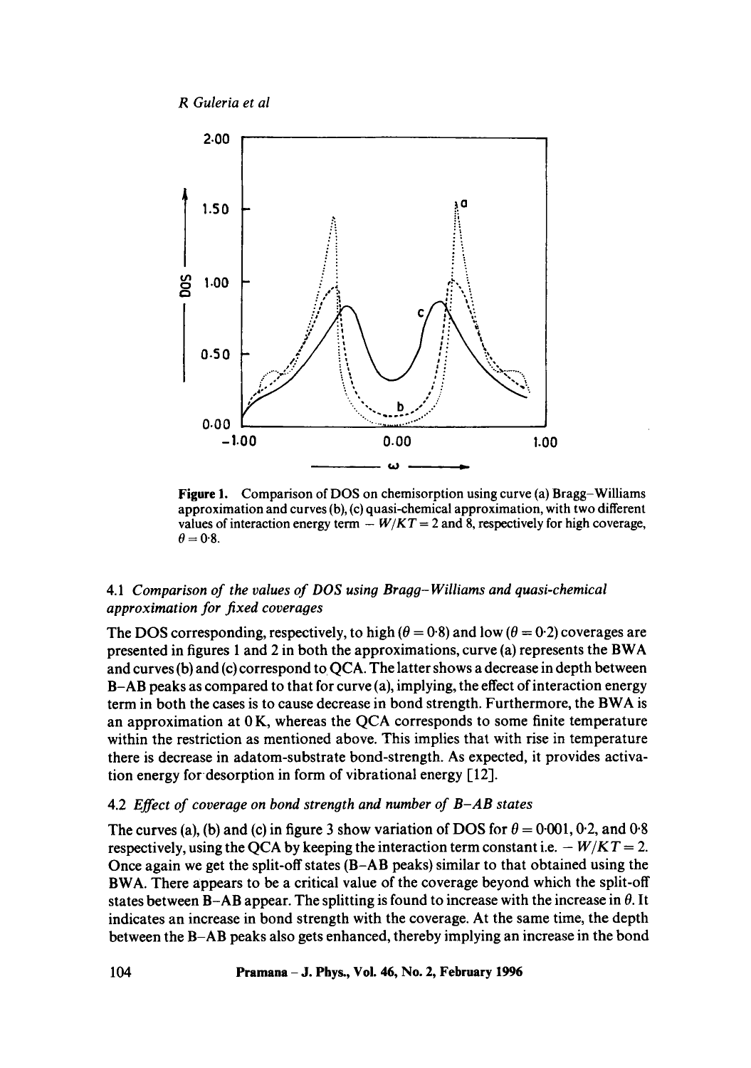**Figure 1.** Comparison of DOS on chemisorption using curve (a) Bragg–Williams approximation and curves (b), (c) quasi-chemical approximation, with two different values of interaction energy term $-W/KT = 2$ and 8, respectively for high coverage, $\theta = 0.8$.

### 4.1 *Comparison of the values of DOS using Bragg–Williams and quasi-chemical approximation for fixed coverages*

The DOS corresponding, respectively, to high ($\theta = 0.8$) and low ($\theta = 0.2$) coverages are presented in figures 1 and 2 in both the approximations, curve (a) represents the BWA and curves (b) and (c) correspond to QCA. The latter shows a decrease in depth between B–AB peaks as compared to that for curve (a), implying, the effect of interaction energy term in both the cases is to cause decrease in bond strength. Furthermore, the BWA is an approximation at 0 K, whereas the QCA corresponds to some finite temperature within the restriction as mentioned above. This implies that with rise in temperature there is decrease in adatom-substrate bond-strength. As expected, it provides activation energy for desorption in form of vibrational energy [12].

### 4.2 *Effect of coverage on bond strength and number of B–AB states*

The curves (a), (b) and (c) in figure 3 show variation of DOS for $\theta = 0.001$, 0.2, and 0.8 respectively, using the QCA by keeping the interaction term constant i.e. $-W/KT = 2$. Once again we get the split-off states (B–AB peaks) similar to that obtained using the BWA. There appears to be a critical value of the coverage beyond which the split-off states between B–AB appear. The splitting is found to increase with the increase in $\theta$. It indicates an increase in bond strength with the coverage. At the same time, the depth between the B–AB peaks also gets enhanced, thereby implying an increase in the bond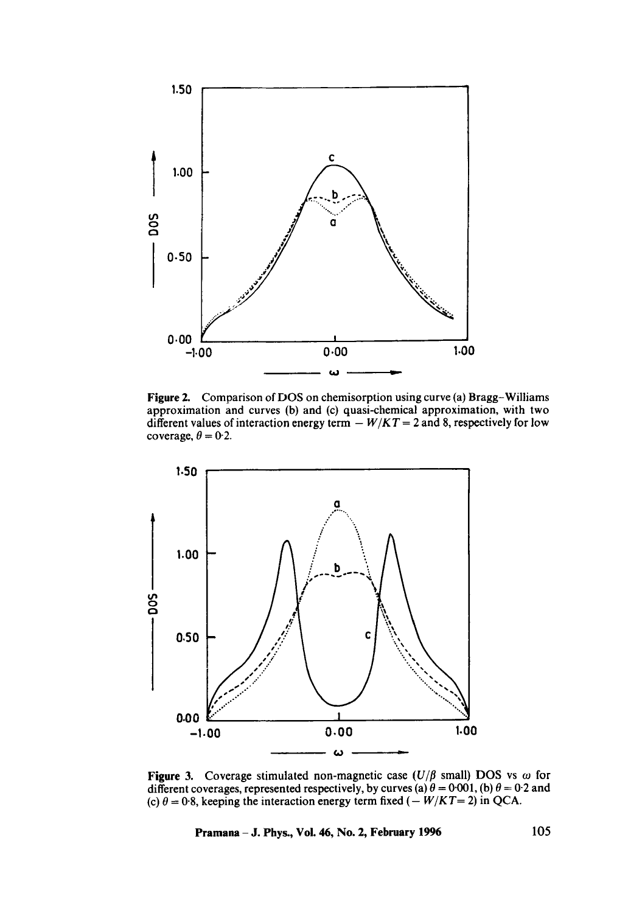**Figure 2.** Comparison of DOS on chemisorption using curve (a) Bragg–Williams approximation and curves (b) and (c) quasi-chemical approximation, with two different values of interaction energy term $-W/KT = 2$ and 8, respectively for low coverage, $\theta = 0{\cdot}2$.

**Figure 3.** Coverage stimulated non-magnetic case ($U/\beta$ small) DOS vs $\omega$ for different coverages, represented respectively, by curves (a) $\theta = 0{\cdot}001$, (b) $\theta = 0{\cdot}2$ and (c) $\theta = 0{\cdot}8$, keeping the interaction energy term fixed ($-W/KT = 2$) in QCA.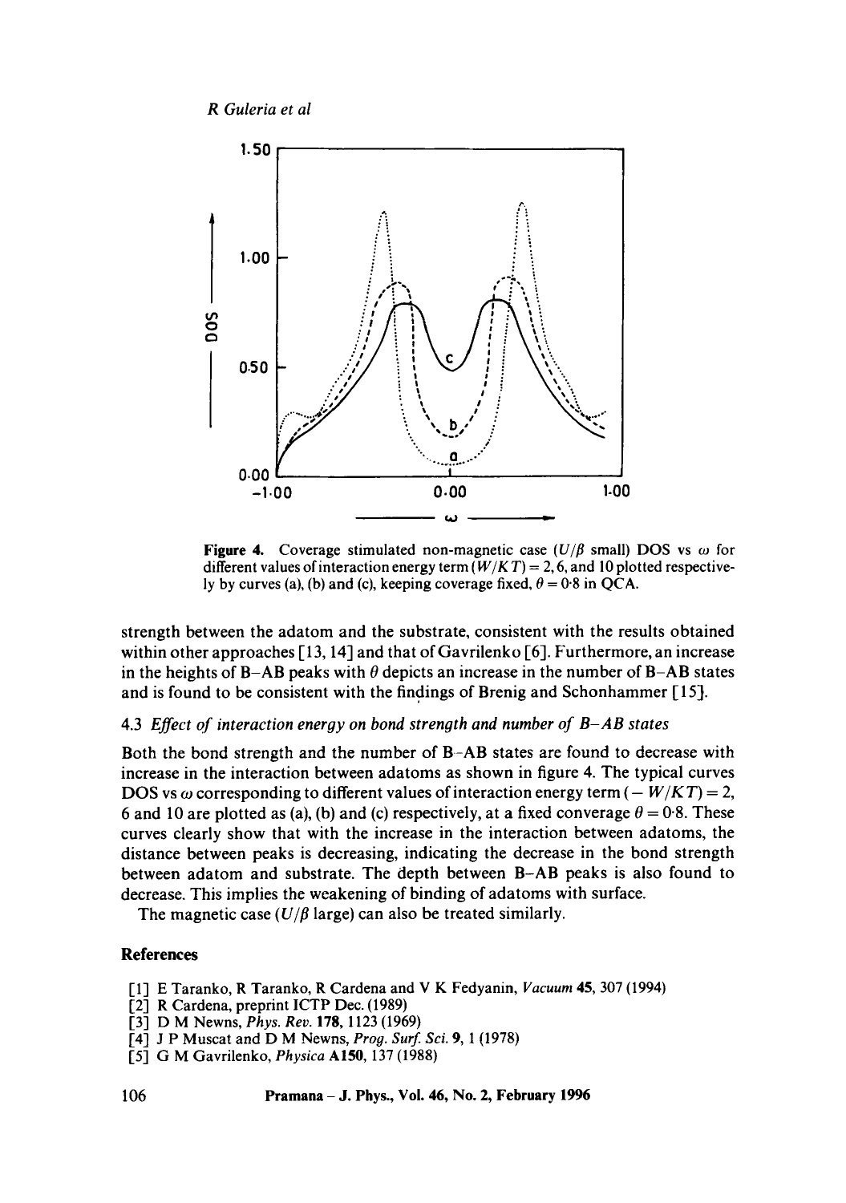Figure 4. Coverage stimulated non-magnetic case ($U/\beta$ small) DOS vs $\omega$ for different values of interaction energy term ($W/KT$) = 2, 6, and 10 plotted respectively by curves (a), (b) and (c), keeping coverage fixed, $\theta = 0{\cdot}8$ in QCA.

strength between the adatom and the substrate, consistent with the results obtained within other approaches [13, 14] and that of Gavrilenko [6]. Furthermore, an increase in the heights of B–AB peaks with $\theta$ depicts an increase in the number of B–AB states and is found to be consistent with the findings of Brenig and Schonhammer [15].

### 4.3 *Effect of interaction energy on bond strength and number of B–AB states*

Both the bond strength and the number of B–AB states are found to decrease with increase in the interaction between adatoms as shown in figure 4. The typical curves DOS vs $\omega$ corresponding to different values of interaction energy term ($-W/KT$) = 2, 6 and 10 are plotted as (a), (b) and (c) respectively, at a fixed converage $\theta = 0{\cdot}8$. These curves clearly show that with the increase in the interaction between adatoms, the distance between peaks is decreasing, indicating the decrease in the bond strength between adatom and substrate. The depth between B–AB peaks is also found to decrease. This implies the weakening of binding of adatoms with surface.

The magnetic case ($U/\beta$ large) can also be treated similarly.

## References

[1] E Taranko, R Taranko, R Cardena and V K Fedyanin, *Vacuum* **45**, 307 (1994)

[2] R Cardena, preprint ICTP Dec. (1989)

[3] D M Newns, *Phys. Rev.* **178**, 1123 (1969)

[4] J P Muscat and D M Newns, *Prog. Surf. Sci.* **9**, 1 (1978)

[5] G M Gavrilenko, *Physica* **A150**, 137 (1988)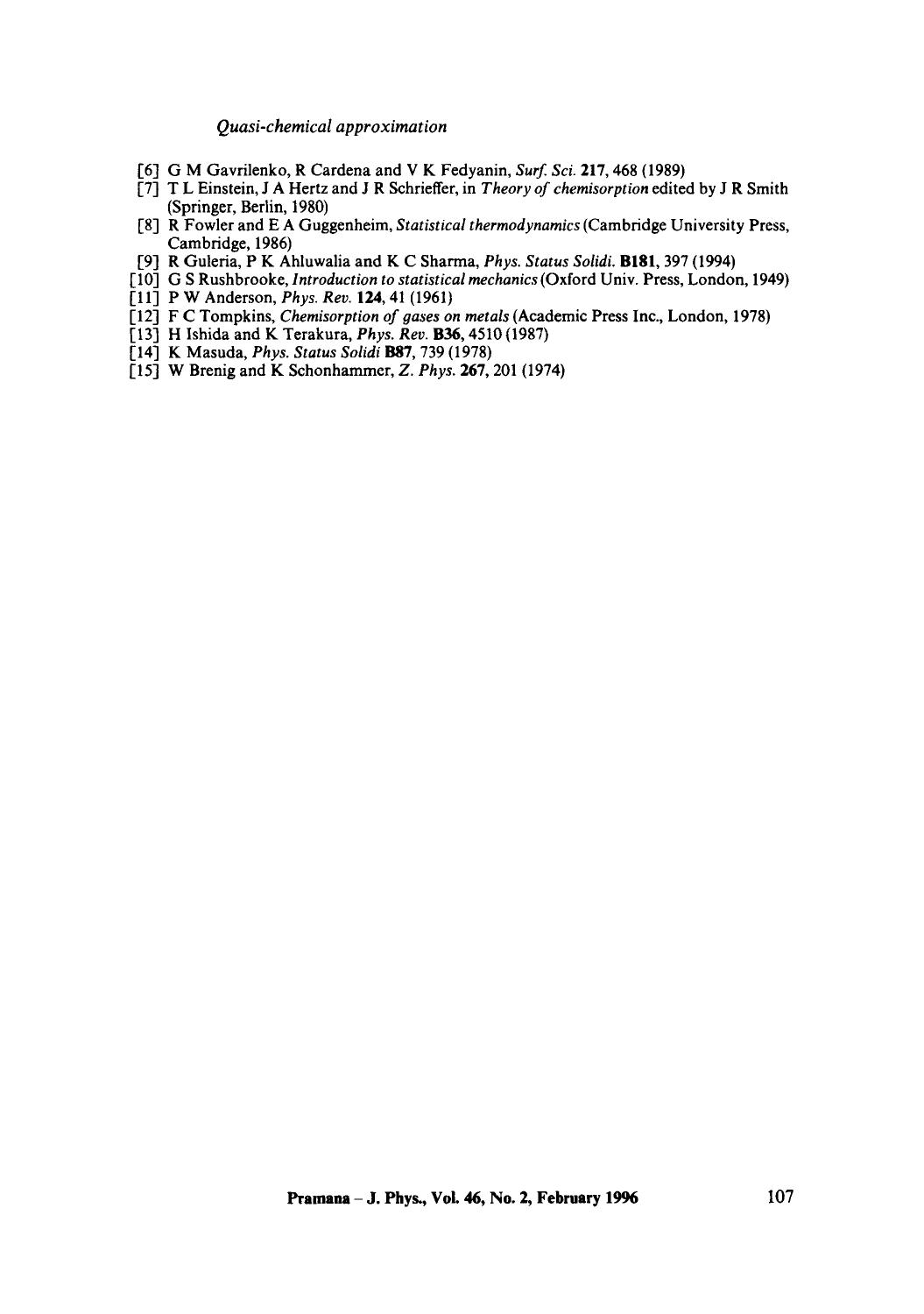[6] G M Gavrilenko, R Cardena and V K Fedyanin, *Surf. Sci.* **217**, 468 (1989)

[7] T L Einstein, J A Hertz and J R Schrieffer, in *Theory of chemisorption* edited by J R Smith (Springer, Berlin, 1980)

[8] R Fowler and E A Guggenheim, *Statistical thermodynamics* (Cambridge University Press, Cambridge, 1986)

[9] R Guleria, P K Ahluwalia and K C Sharma, *Phys. Status Solidi.* **B181**, 397 (1994)

[10] G S Rushbrooke, *Introduction to statistical mechanics* (Oxford Univ. Press, London, 1949)

[11] P W Anderson, *Phys. Rev.* **124**, 41 (1961)

[12] F C Tompkins, *Chemisorption of gases on metals* (Academic Press Inc., London, 1978)

[13] H Ishida and K Terakura, *Phys. Rev.* **B36**, 4510 (1987)

[14] K Masuda, *Phys. Status Solidi* **B87**, 739 (1978)

[15] W Brenig and K Schonhammer, *Z. Phys.* **267**, 201 (1974)